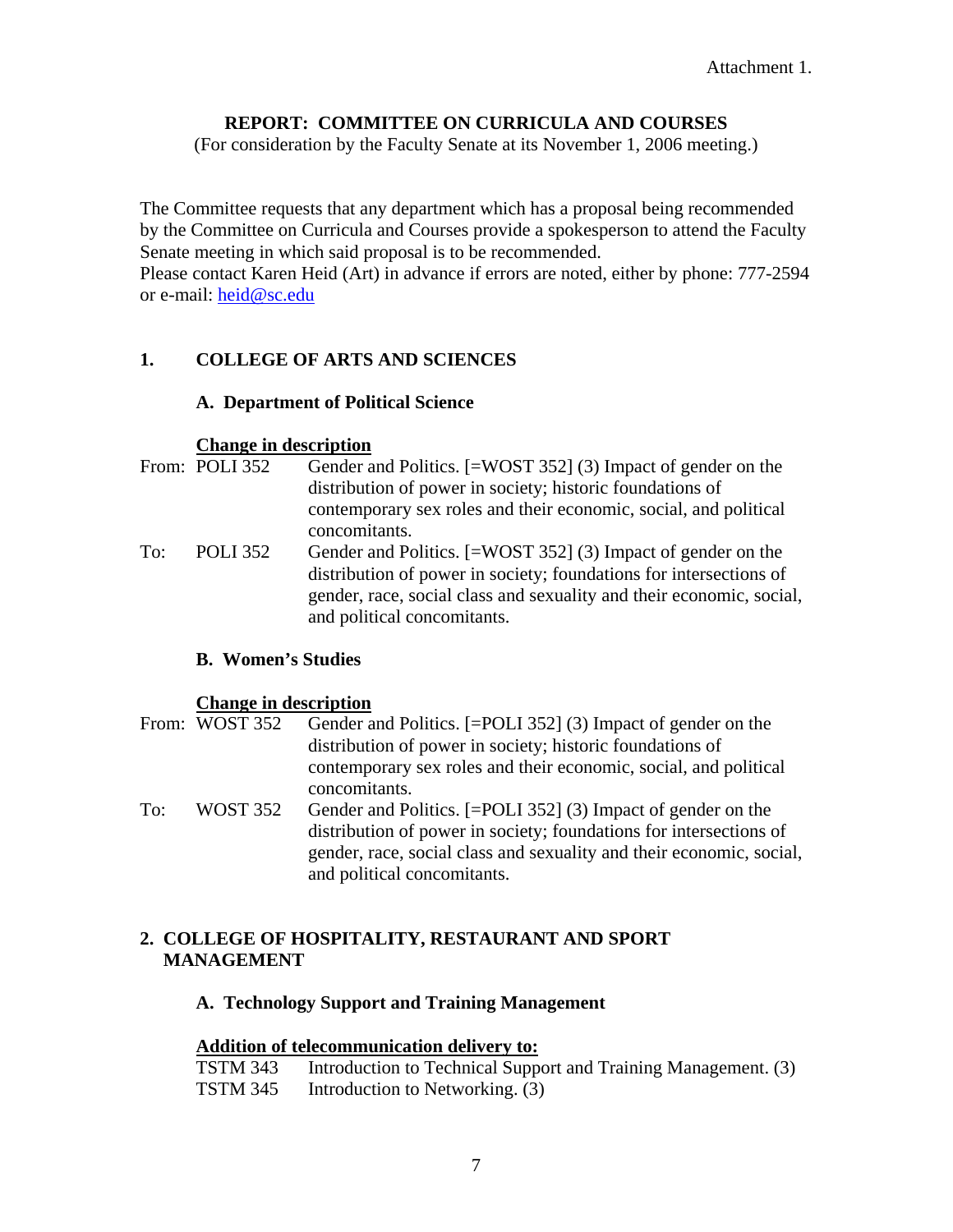Attachment 1.

# REPORT: COMMITTEE ON CURRICULA AND COURSES

(For consideration by the Faculty Senate at its November 1, 2006 meeting.)

The Committee requests that any department which has a proposal being recommended by the Committee on Curricula and Courses provide a spokesperson to attend the Faculty Senate meeting in which said proposal is to be recommended.
Please contact Karen Heid (Art) in advance if errors are noted, either by phone: 777-2594 or e-mail: heid@sc.edu

## 1. COLLEGE OF ARTS AND SCIENCES

### A. Department of Political Science

**Change in description**

From: POLI 352 Gender and Politics. [=WOST 352] (3) Impact of gender on the distribution of power in society; historic foundations of contemporary sex roles and their economic, social, and political concomitants.

To: POLI 352 Gender and Politics. [=WOST 352] (3) Impact of gender on the distribution of power in society; foundations for intersections of gender, race, social class and sexuality and their economic, social, and political concomitants.

### B. Women's Studies

**Change in description**

From: WOST 352 Gender and Politics. [=POLI 352] (3) Impact of gender on the distribution of power in society; historic foundations of contemporary sex roles and their economic, social, and political concomitants.

To: WOST 352 Gender and Politics. [=POLI 352] (3) Impact of gender on the distribution of power in society; foundations for intersections of gender, race, social class and sexuality and their economic, social, and political concomitants.

## 2. COLLEGE OF HOSPITALITY, RESTAURANT AND SPORT MANAGEMENT

### A. Technology Support and Training Management

**Addition of telecommunication delivery to:**

TSTM 343 Introduction to Technical Support and Training Management. (3)
TSTM 345 Introduction to Networking. (3)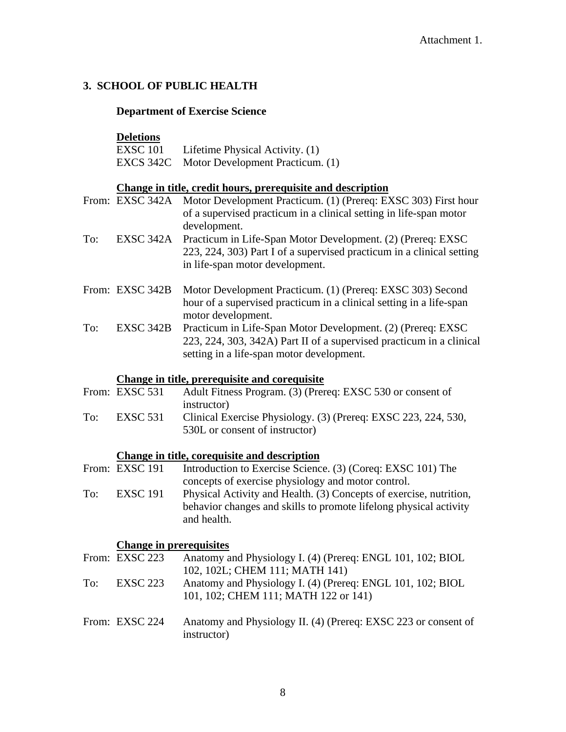Attachment 1.

### 3. SCHOOL OF PUBLIC HEALTH

#### Department of Exercise Science

**Deletions**

EXSC 101 Lifetime Physical Activity. (1)
EXCS 342C Motor Development Practicum. (1)

**Change in title, credit hours, prerequisite and description**

From: EXSC 342A Motor Development Practicum. (1) (Prereq: EXSC 303) First hour of a supervised practicum in a clinical setting in life-span motor development.

To: EXSC 342A Practicum in Life-Span Motor Development. (2) (Prereq: EXSC 223, 224, 303) Part I of a supervised practicum in a clinical setting in life-span motor development.

From: EXSC 342B Motor Development Practicum. (1) (Prereq: EXSC 303) Second hour of a supervised practicum in a clinical setting in a life-span motor development.

To: EXSC 342B Practicum in Life-Span Motor Development. (2) (Prereq: EXSC 223, 224, 303, 342A) Part II of a supervised practicum in a clinical setting in a life-span motor development.

**Change in title, prerequisite and corequisite**

From: EXSC 531 Adult Fitness Program. (3) (Prereq: EXSC 530 or consent of instructor)

To: EXSC 531 Clinical Exercise Physiology. (3) (Prereq: EXSC 223, 224, 530, 530L or consent of instructor)

**Change in title, corequisite and description**

From: EXSC 191 Introduction to Exercise Science. (3) (Coreq: EXSC 101) The concepts of exercise physiology and motor control.

To: EXSC 191 Physical Activity and Health. (3) Concepts of exercise, nutrition, behavior changes and skills to promote lifelong physical activity and health.

**Change in prerequisites**

From: EXSC 223 Anatomy and Physiology I. (4) (Prereq: ENGL 101, 102; BIOL 102, 102L; CHEM 111; MATH 141)

To: EXSC 223 Anatomy and Physiology I. (4) (Prereq: ENGL 101, 102; BIOL 101, 102; CHEM 111; MATH 122 or 141)

From: EXSC 224 Anatomy and Physiology II. (4) (Prereq: EXSC 223 or consent of instructor)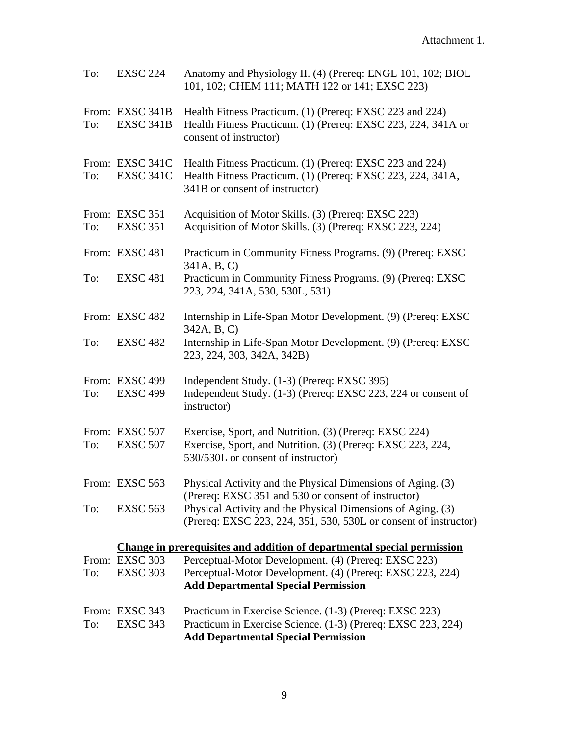Attachment 1.

| | | |
|---|---|---|
| To: | EXSC 224 | Anatomy and Physiology II. (4) (Prereq: ENGL 101, 102; BIOL 101, 102; CHEM 111; MATH 122 or 141; EXSC 223) |
| From: | EXSC 341B | Health Fitness Practicum. (1) (Prereq: EXSC 223 and 224) |
| To: | EXSC 341B | Health Fitness Practicum. (1) (Prereq: EXSC 223, 224, 341A or consent of instructor) |
| From: | EXSC 341C | Health Fitness Practicum. (1) (Prereq: EXSC 223 and 224) |
| To: | EXSC 341C | Health Fitness Practicum. (1) (Prereq: EXSC 223, 224, 341A, 341B or consent of instructor) |
| From: | EXSC 351 | Acquisition of Motor Skills. (3) (Prereq: EXSC 223) |
| To: | EXSC 351 | Acquisition of Motor Skills. (3) (Prereq: EXSC 223, 224) |
| From: | EXSC 481 | Practicum in Community Fitness Programs. (9) (Prereq: EXSC 341A, B, C) |
| To: | EXSC 481 | Practicum in Community Fitness Programs. (9) (Prereq: EXSC 223, 224, 341A, 530, 530L, 531) |
| From: | EXSC 482 | Internship in Life-Span Motor Development. (9) (Prereq: EXSC 342A, B, C) |
| To: | EXSC 482 | Internship in Life-Span Motor Development. (9) (Prereq: EXSC 223, 224, 303, 342A, 342B) |
| From: | EXSC 499 | Independent Study. (1-3) (Prereq: EXSC 395) |
| To: | EXSC 499 | Independent Study. (1-3) (Prereq: EXSC 223, 224 or consent of instructor) |
| From: | EXSC 507 | Exercise, Sport, and Nutrition. (3) (Prereq: EXSC 224) |
| To: | EXSC 507 | Exercise, Sport, and Nutrition. (3) (Prereq: EXSC 223, 224, 530/530L or consent of instructor) |
| From: | EXSC 563 | Physical Activity and the Physical Dimensions of Aging. (3) (Prereq: EXSC 351 and 530 or consent of instructor) |
| To: | EXSC 563 | Physical Activity and the Physical Dimensions of Aging. (3) (Prereq: EXSC 223, 224, 351, 530, 530L or consent of instructor) |

**Change in prerequisites and addition of departmental special permission**

| | | |
|---|---|---|
| From: | EXSC 303 | Perceptual-Motor Development. (4) (Prereq: EXSC 223) |
| To: | EXSC 303 | Perceptual-Motor Development. (4) (Prereq: EXSC 223, 224) **Add Departmental Special Permission** |
| From: | EXSC 343 | Practicum in Exercise Science. (1-3) (Prereq: EXSC 223) |
| To: | EXSC 343 | Practicum in Exercise Science. (1-3) (Prereq: EXSC 223, 224) **Add Departmental Special Permission** |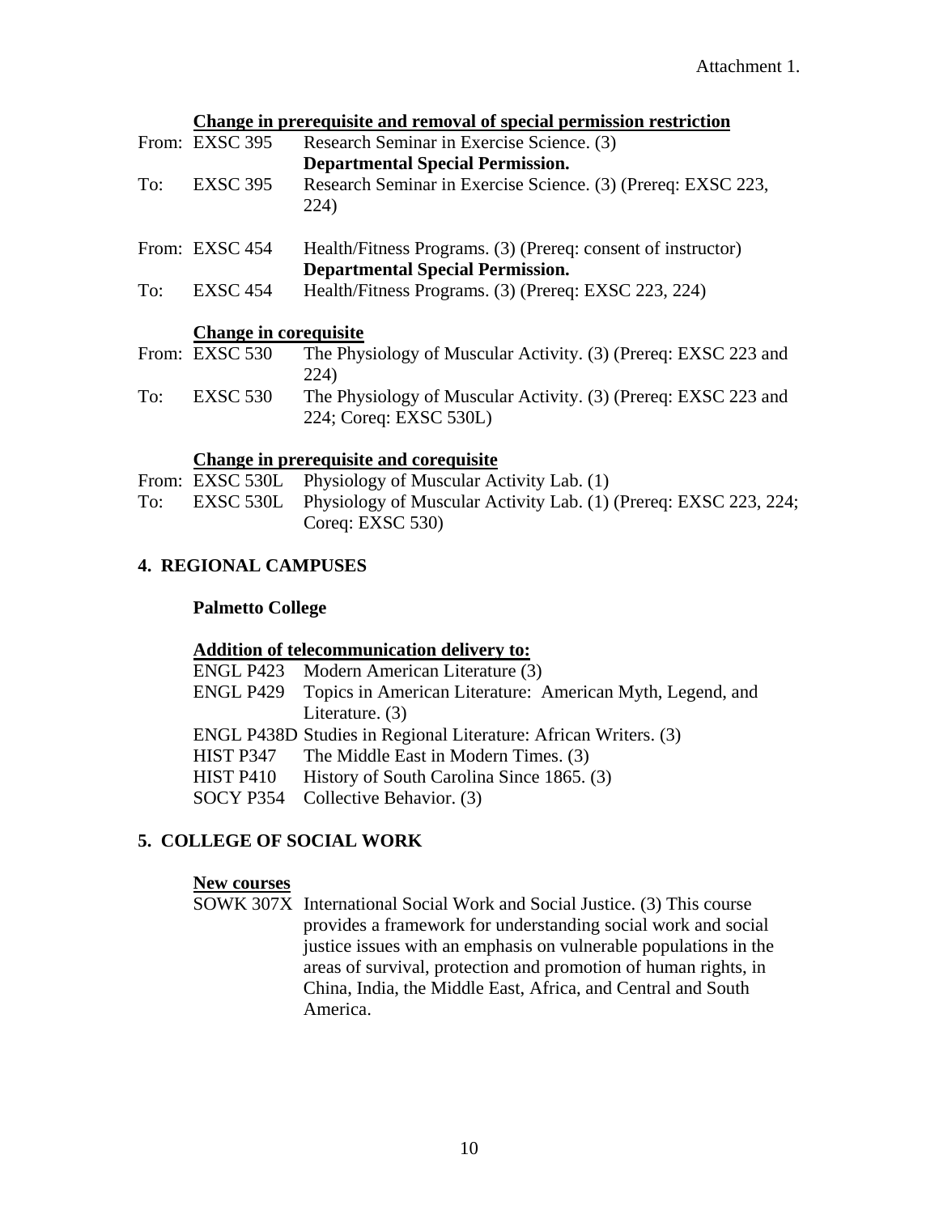Attachment 1.

**<u>Change in prerequisite and removal of special permission restriction</u>**

From: EXSC 395 Research Seminar in Exercise Science. (3)
**Departmental Special Permission.**
To: EXSC 395 Research Seminar in Exercise Science. (3) (Prereq: EXSC 223, 224)

From: EXSC 454 Health/Fitness Programs. (3) (Prereq: consent of instructor)
**Departmental Special Permission.**
To: EXSC 454 Health/Fitness Programs. (3) (Prereq: EXSC 223, 224)

**<u>Change in corequisite</u>**

From: EXSC 530 The Physiology of Muscular Activity. (3) (Prereq: EXSC 223 and 224)
To: EXSC 530 The Physiology of Muscular Activity. (3) (Prereq: EXSC 223 and 224; Coreq: EXSC 530L)

**<u>Change in prerequisite and corequisite</u>**

From: EXSC 530L Physiology of Muscular Activity Lab. (1)
To: EXSC 530L Physiology of Muscular Activity Lab. (1) (Prereq: EXSC 223, 224; Coreq: EXSC 530)

## 4. REGIONAL CAMPUSES

### Palmetto College

**<u>Addition of telecommunication delivery to:</u>**

ENGL P423 Modern American Literature (3)
ENGL P429 Topics in American Literature: American Myth, Legend, and Literature. (3)
ENGL P438D Studies in Regional Literature: African Writers. (3)
HIST P347 The Middle East in Modern Times. (3)
HIST P410 History of South Carolina Since 1865. (3)
SOCY P354 Collective Behavior. (3)

## 5. COLLEGE OF SOCIAL WORK

**<u>New courses</u>**

SOWK 307X International Social Work and Social Justice. (3) This course provides a framework for understanding social work and social justice issues with an emphasis on vulnerable populations in the areas of survival, protection and promotion of human rights, in China, India, the Middle East, Africa, and Central and South America.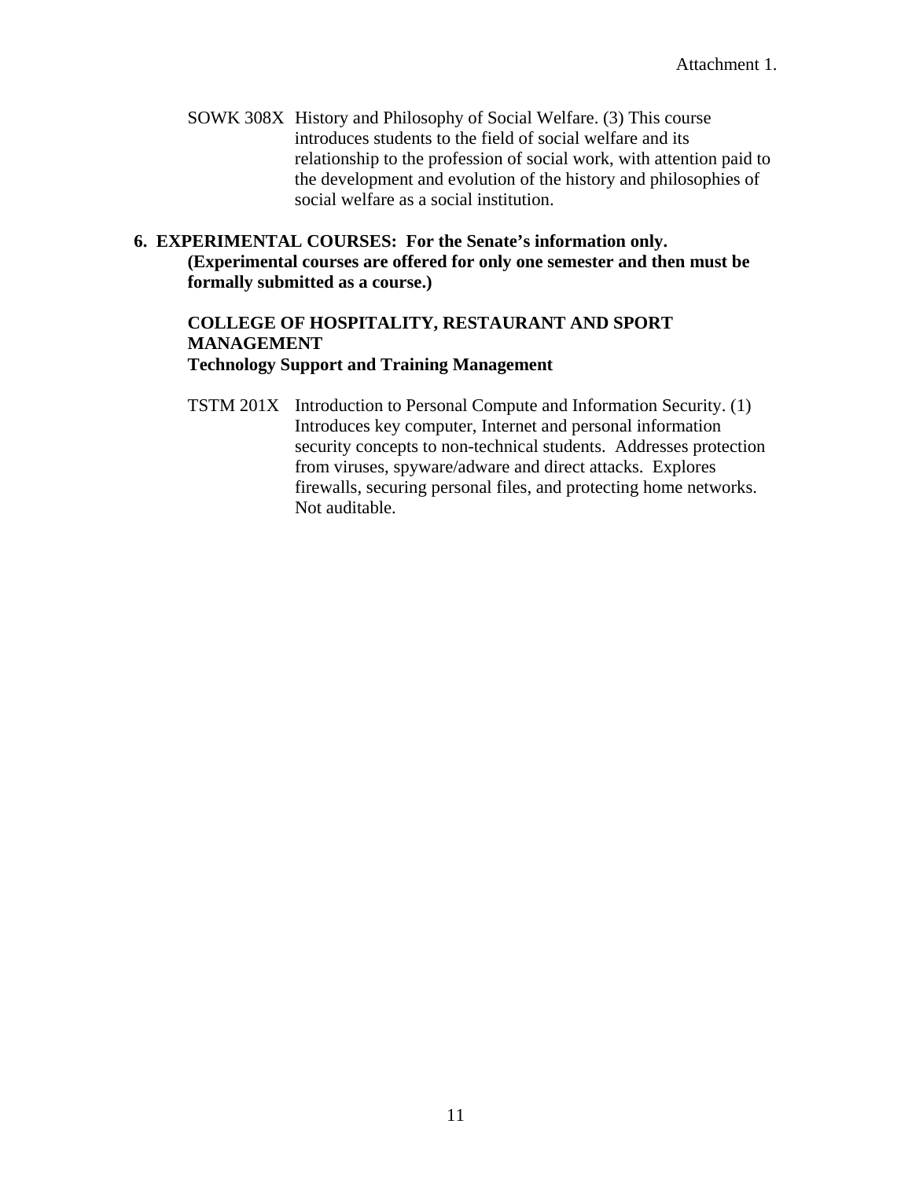SOWK 308X History and Philosophy of Social Welfare. (3) This course introduces students to the field of social welfare and its relationship to the profession of social work, with attention paid to the development and evolution of the history and philosophies of social welfare as a social institution.

**6. EXPERIMENTAL COURSES: For the Senate's information only. (Experimental courses are offered for only one semester and then must be formally submitted as a course.)**

**COLLEGE OF HOSPITALITY, RESTAURANT AND SPORT MANAGEMENT**
**Technology Support and Training Management**

TSTM 201X Introduction to Personal Compute and Information Security. (1) Introduces key computer, Internet and personal information security concepts to non-technical students. Addresses protection from viruses, spyware/adware and direct attacks. Explores firewalls, securing personal files, and protecting home networks. Not auditable.